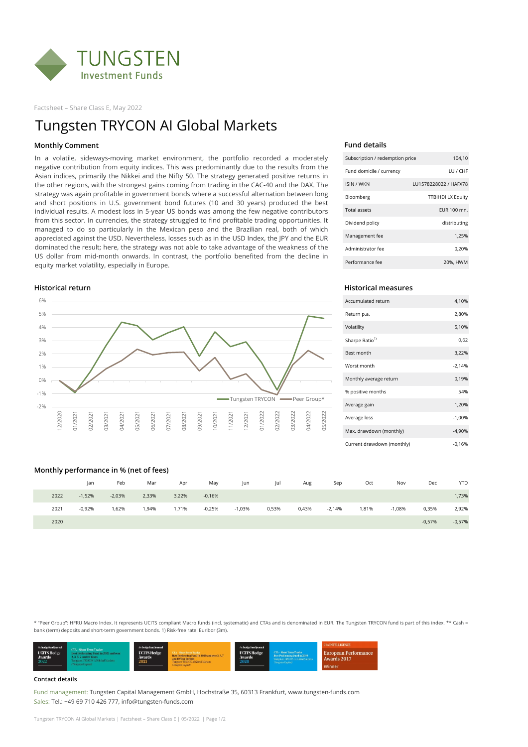# TUNGSTEN Investment Funds

Factsheet – Share Class E, May 2022

# Tungsten TRYCON AI Global Markets

## Monthly Comment

In a volatile, sideways-moving market environment, the portfolio recorded a moderately negative contribution from equity indices. This was predominantly due to the results from the Asian indices, primarily the Nikkei and the Nifty 50. The strategy generated positive returns in the other regions, with the strongest gains coming from trading in the CAC-40 and the DAX. The strategy was again profitable in government bonds where a successful alternation between long and short positions in U.S. government bond futures (10 and 30 years) produced the best individual results. A modest loss in 5-year US bonds was among the few negative contributors from this sector. In currencies, the strategy struggled to find profitable trading opportunities. It managed to do so particularly in the Mexican peso and the Brazilian real, both of which appreciated against the USD. Nevertheless, losses such as in the USD Index, the JPY and the EUR dominated the result; here, the strategy was not able to take advantage of the weakness of the US dollar from mid-month onwards. In contrast, the portfolio benefited from the decline in equity market volatility, especially in Europe.

## Fund details

| | |
|---|---|
| Subscription / redemption price | 104,10 |
| Fund domicile / currency | LU / CHF |
| ISIN / WKN | LU1578228022 / HAFX78 |
| Bloomberg | TTBIHDI LX Equity |
| Total assets | EUR 100 mn. |
| Dividend policy | distributing |
| Management fee | 1,25% |
| Administrator fee | 0,20% |
| Performance fee | 20%, HWM |

## Historical return

Legend: Tungsten TRYCON, Peer Group*

## Historical measures

| | |
|---|---|
| Accumulated return | 4,10% |
| Return p.a. | 2,80% |
| Volatility | 5,10% |
| Sharpe Ratio[1] | 0,62 |
| Best month | 3,22% |
| Worst month | -2,14% |
| Monthly average return | 0,19% |
| % positive months | 54% |
| Average gain | 1,20% |
| Average loss | -1,00% |
| Max. drawdown (monthly) | -4,90% |
| Current drawdown (monthly) | -0,16% |

## Monthly performance in % (net of fees)

| | Jan | Feb | Mar | Apr | May | Jun | Jul | Aug | Sep | Oct | Nov | Dec | YTD |
|---|---|---|---|---|---|---|---|---|---|---|---|---|---|
| 2022 | -1,52% | -2,03% | 2,33% | 3,22% | -0,16% | | | | | | | | 1,73% |
| 2021 | -0,92% | 1,62% | 1,94% | 1,71% | -0,25% | -1,03% | 0,53% | 0,43% | -2,14% | 1,81% | -1,08% | 0,35% | 2,92% |
| 2020 | | | | | | | | | | | | -0,57% | -0,57% |

* "Peer Group": HFRU Macro Index. It represents UCITS compliant Macro funds (incl. systematic) and CTAs and is denominated in EUR. The Tungsten TRYCON fund is part of this index. ** Cash = bank (term) deposits and short-term government bonds. 1) Risk-free rate: Euribor (3m).

### Contact details

Fund management: Tungsten Capital Management GmbH, Hochstraße 35, 60313 Frankfurt, www.tungsten-funds.com
Sales: Tel.: +49 69 710 426 777, info@tungsten-funds.com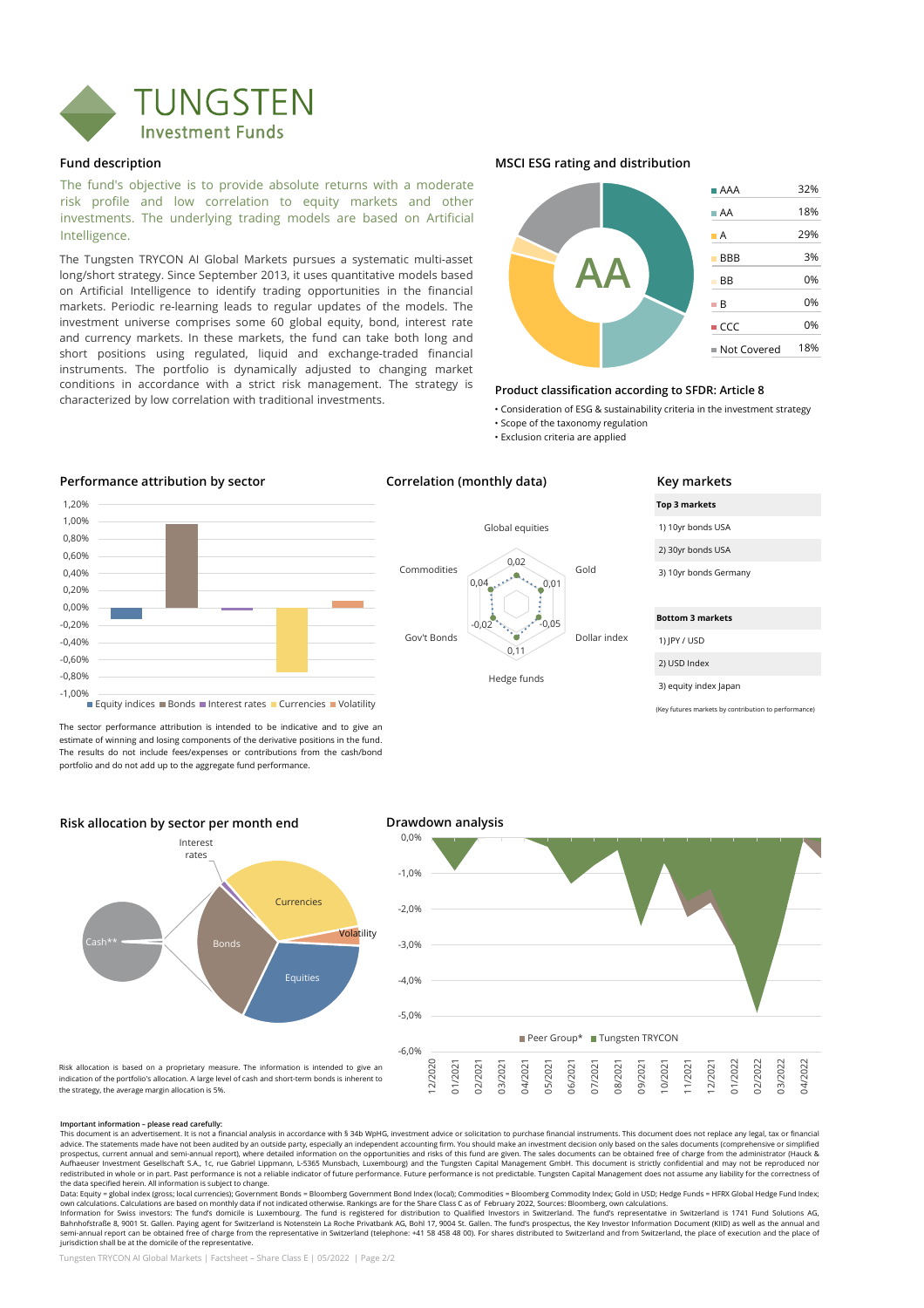## Fund description

The fund's objective is to provide absolute returns with a moderate risk profile and low correlation to equity markets and other investments. The underlying trading models are based on Artificial Intelligence.

The Tungsten TRYCON AI Global Markets pursues a systematic multi-asset long/short strategy. Since September 2013, it uses quantitative models based on Artificial Intelligence to identify trading opportunities in the financial markets. Periodic re-learning leads to regular updates of the models. The investment universe comprises some 60 global equity, bond, interest rate and currency markets. In these markets, the fund can take both long and short positions using regulated, liquid and exchange-traded financial instruments. The portfolio is dynamically adjusted to changing market conditions in accordance with a strict risk management. The strategy is characterized by low correlation with traditional investments.

## MSCI ESG rating and distribution

AA

| | |
|---|---|
| AAA | 32% |
| AA | 18% |
| A | 29% |
| BBB | 3% |
| BB | 0% |
| B | 0% |
| CCC | 0% |
| Not Covered | 18% |

## Product classification according to SFDR: Article 8

- Consideration of ESG & sustainability criteria in the investment strategy
- Scope of the taxonomy regulation
- Exclusion criteria are applied

## Performance attribution by sector

1,20%
1,00%
0,80%
0,60%
0,40%
0,20%
0,00%
-0,20%
-0,40%
-0,60%
-0,80%
-1,00%

Equity indices, Bonds, Interest rates, Currencies, Volatility

The sector performance attribution is intended to be indicative and to give an estimate of winning and losing components of the derivative positions in the fund. The results do not include fees/expenses or contributions from the cash/bond portfolio and do not add up to the aggregate fund performance.

## Correlation (monthly data)

Global equities 0,02
Gold 0,01
Dollar index -0,05
Hedge funds 0,11
Gov't Bonds -0,02
Commodities 0,04

## Key markets

| Top 3 markets |
|---|
| 1) 10yr bonds USA |
| 2) 30yr bonds USA |
| 3) 10yr bonds Germany |

| Bottom 3 markets |
|---|
| 1) JPY / USD |
| 2) USD Index |
| 3) equity index Japan |

(Key futures markets by contribution to performance)

## Risk allocation by sector per month end

Interest rates
Currencies
Volatility
Cash**
Bonds
Equities

Risk allocation is based on a proprietary measure. The information is intended to give an indication of the portfolio's allocation. A large level of cash and short-term bonds is inherent to the strategy, the average margin allocation is 5%.

## Drawdown analysis

0,0%
-1,0%
-2,0%
-3,0%
-4,0%
-5,0%
-6,0%

12/2020, 01/2021, 02/2021, 03/2021, 04/2021, 05/2021, 06/2021, 07/2021, 08/2021, 09/2021, 10/2021, 11/2021, 12/2021, 01/2022, 02/2022, 03/2022, 04/2022

Peer Group* | Tungsten TRYCON

**Important information – please read carefully:**
This document is an advertisement. It is not a financial analysis in accordance with § 34b WpHG, investment advice or solicitation to purchase financial instruments. This document does not replace any legal, tax or financial advice. The statements made have not been audited by an outside party, especially an independent accounting firm. You should make an investment decision only based on the sales documents (comprehensive or simplified prospectus, current annual and semi-annual report), where detailed information on the opportunities and risks of this fund are given. The sales documents can be obtained free of charge from the administrator (Hauck & Aufhaeuser Investment Gesellschaft S.A., 1c, rue Gabriel Lippmann, L-5365 Munsbach, Luxembourg) and the Tungsten Capital Management GmbH. This document is strictly confidential and may not be reproduced nor redistributed in whole or in part. Past performance is not a reliable indicator of future performance. Future performance is not predictable. Tungsten Capital Management does not assume any liability for the correctness of the data specified herein. All information is subject to change.
Data: Equity = global index (gross; local currencies); Government Bonds = Bloomberg Government Bond Index (local); Commodities = Bloomberg Commodity Index; Gold in USD; Hedge Funds = HFRX Global Hedge Fund Index; own calculations. Calculations are based on monthly data if not indicated otherwise. Rankings are for the Share Class C as of February 2022, Sources: Bloomberg, own calculations.
Information for Swiss investors: The fund's domicile is Luxembourg. The fund is registered for distribution to Qualified Investors in Switzerland. The fund's representative in Switzerland is 1741 Fund Solutions AG, Bahnhofstraße 8, 9001 St. Gallen. Paying agent for Switzerland is Notenstein La Roche Privatbank AG, Bohl 17, 9004 St. Gallen. The fund's prospectus, the Key Investor Information Document (KIID) as well as the annual and semi-annual report can be obtained free of charge from the representative in Switzerland (telephone: +41 58 458 48 00). For shares distributed to Switzerland and from Switzerland, the place of execution and the place of jurisdiction shall be at the domicile of the representative.